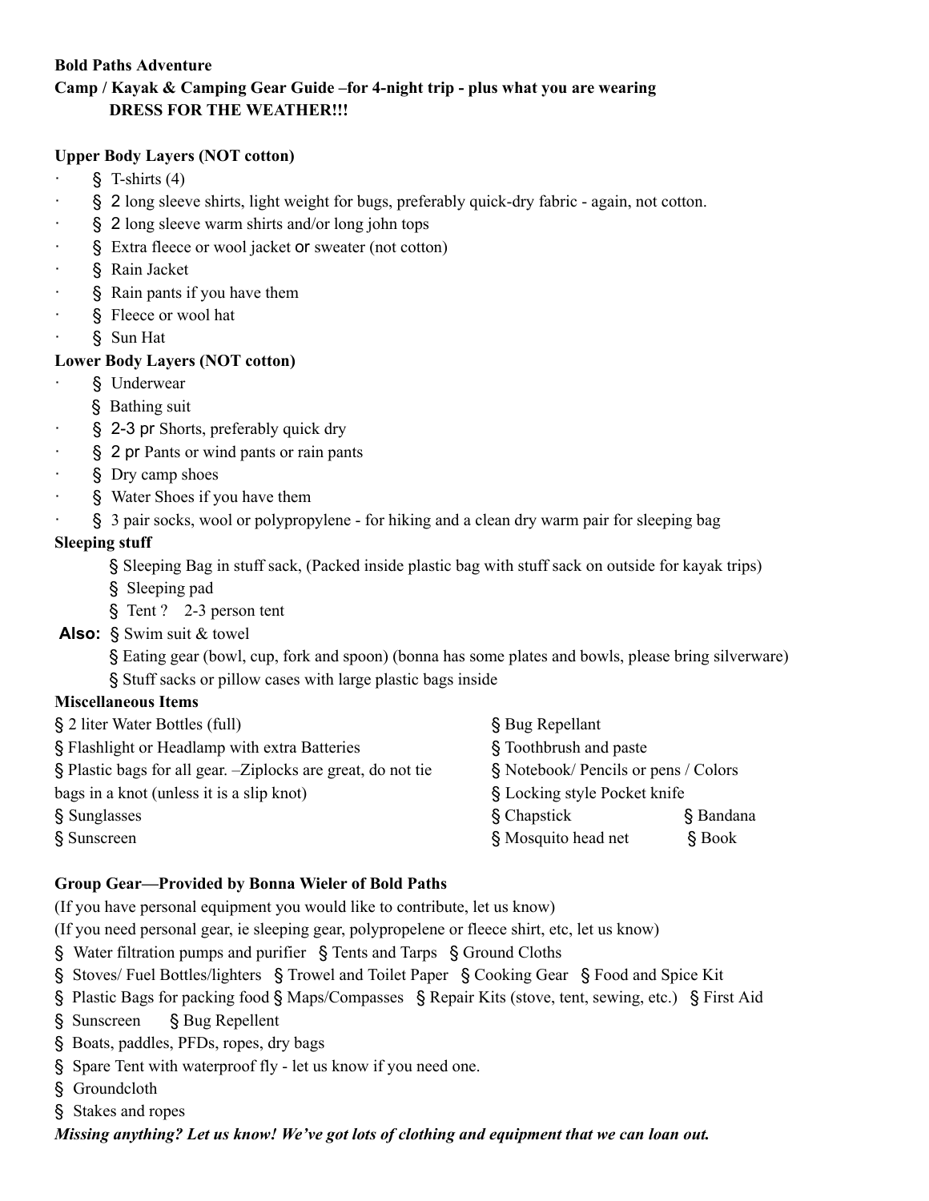**Bold Paths Adventure**

**Camp / Kayak & Camping Gear Guide –for 4-night trip - plus what you are wearing**
**DRESS FOR THE WEATHER!!!**

**Upper Body Layers (NOT cotton)**

- § T-shirts (4)
- § 2 long sleeve shirts, light weight for bugs, preferably quick-dry fabric - again, not cotton.
- § 2 long sleeve warm shirts and/or long john tops
- § Extra fleece or wool jacket or sweater (not cotton)
- § Rain Jacket
- § Rain pants if you have them
- § Fleece or wool hat
- § Sun Hat

**Lower Body Layers (NOT cotton)**

- § Underwear
- § Bathing suit
- § 2-3 pr Shorts, preferably quick dry
- § 2 pr Pants or wind pants or rain pants
- § Dry camp shoes
- § Water Shoes if you have them
- § 3 pair socks, wool or polypropylene - for hiking and a clean dry warm pair for sleeping bag

**Sleeping stuff**

- § Sleeping Bag in stuff sack, (Packed inside plastic bag with stuff sack on outside for kayak trips)
- § Sleeping pad
- § Tent ? 2-3 person tent

**Also:**

- § Swim suit & towel
- § Eating gear (bowl, cup, fork and spoon) (bonna has some plates and bowls, please bring silverware)
- § Stuff sacks or pillow cases with large plastic bags inside

**Miscellaneous Items**

- § 2 liter Water Bottles (full)
- § Flashlight or Headlamp with extra Batteries
- § Plastic bags for all gear. –Ziplocks are great, do not tie bags in a knot (unless it is a slip knot)
- § Sunglasses
- § Sunscreen
- § Bug Repellant
- § Toothbrush and paste
- § Notebook/ Pencils or pens / Colors
- § Locking style Pocket knife
- § Chapstick
- § Bandana
- § Mosquito head net
- § Book

**Group Gear—Provided by Bonna Wieler of Bold Paths**

(If you have personal equipment you would like to contribute, let us know)
(If you need personal gear, ie sleeping gear, polypropelene or fleece shirt, etc, let us know)

- § Water filtration pumps and purifier § Tents and Tarps § Ground Cloths
- § Stoves/ Fuel Bottles/lighters § Trowel and Toilet Paper § Cooking Gear § Food and Spice Kit
- § Plastic Bags for packing food § Maps/Compasses § Repair Kits (stove, tent, sewing, etc.) § First Aid
- § Sunscreen § Bug Repellent
- § Boats, paddles, PFDs, ropes, dry bags
- § Spare Tent with waterproof fly - let us know if you need one.
- § Groundcloth
- § Stakes and ropes

***Missing anything? Let us know! We've got lots of clothing and equipment that we can loan out.***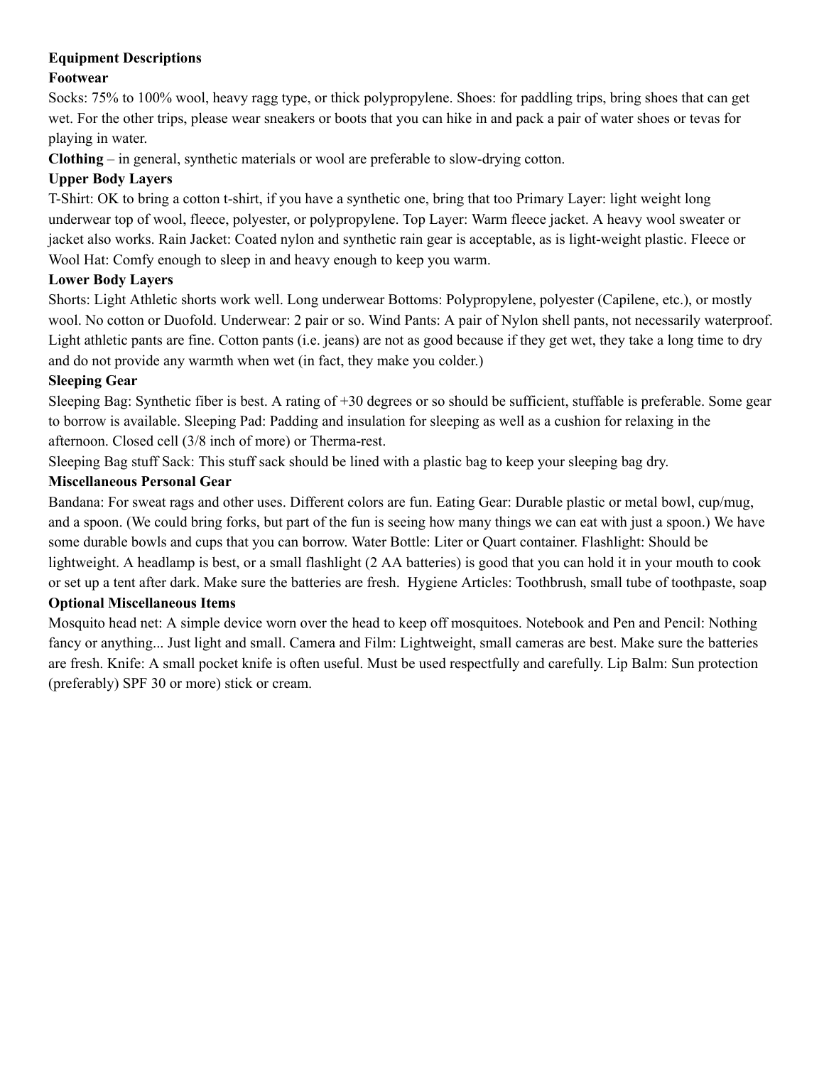**Equipment Descriptions**

**Footwear**

Socks: 75% to 100% wool, heavy ragg type, or thick polypropylene. Shoes: for paddling trips, bring shoes that can get wet. For the other trips, please wear sneakers or boots that you can hike in and pack a pair of water shoes or tevas for playing in water.

**Clothing** – in general, synthetic materials or wool are preferable to slow-drying cotton.

**Upper Body Layers**

T-Shirt: OK to bring a cotton t-shirt, if you have a synthetic one, bring that too Primary Layer: light weight long underwear top of wool, fleece, polyester, or polypropylene. Top Layer: Warm fleece jacket. A heavy wool sweater or jacket also works. Rain Jacket: Coated nylon and synthetic rain gear is acceptable, as is light-weight plastic. Fleece or Wool Hat: Comfy enough to sleep in and heavy enough to keep you warm.

**Lower Body Layers**

Shorts: Light Athletic shorts work well. Long underwear Bottoms: Polypropylene, polyester (Capilene, etc.), or mostly wool. No cotton or Duofold. Underwear: 2 pair or so. Wind Pants: A pair of Nylon shell pants, not necessarily waterproof. Light athletic pants are fine. Cotton pants (i.e. jeans) are not as good because if they get wet, they take a long time to dry and do not provide any warmth when wet (in fact, they make you colder.)

**Sleeping Gear**

Sleeping Bag: Synthetic fiber is best. A rating of +30 degrees or so should be sufficient, stuffable is preferable. Some gear to borrow is available. Sleeping Pad: Padding and insulation for sleeping as well as a cushion for relaxing in the afternoon. Closed cell (3/8 inch of more) or Therma-rest.

Sleeping Bag stuff Sack: This stuff sack should be lined with a plastic bag to keep your sleeping bag dry.

**Miscellaneous Personal Gear**

Bandana: For sweat rags and other uses. Different colors are fun. Eating Gear: Durable plastic or metal bowl, cup/mug, and a spoon. (We could bring forks, but part of the fun is seeing how many things we can eat with just a spoon.) We have some durable bowls and cups that you can borrow. Water Bottle: Liter or Quart container. Flashlight: Should be lightweight. A headlamp is best, or a small flashlight (2 AA batteries) is good that you can hold it in your mouth to cook or set up a tent after dark. Make sure the batteries are fresh. Hygiene Articles: Toothbrush, small tube of toothpaste, soap

**Optional Miscellaneous Items**

Mosquito head net: A simple device worn over the head to keep off mosquitoes. Notebook and Pen and Pencil: Nothing fancy or anything... Just light and small. Camera and Film: Lightweight, small cameras are best. Make sure the batteries are fresh. Knife: A small pocket knife is often useful. Must be used respectfully and carefully. Lip Balm: Sun protection (preferably) SPF 30 or more) stick or cream.